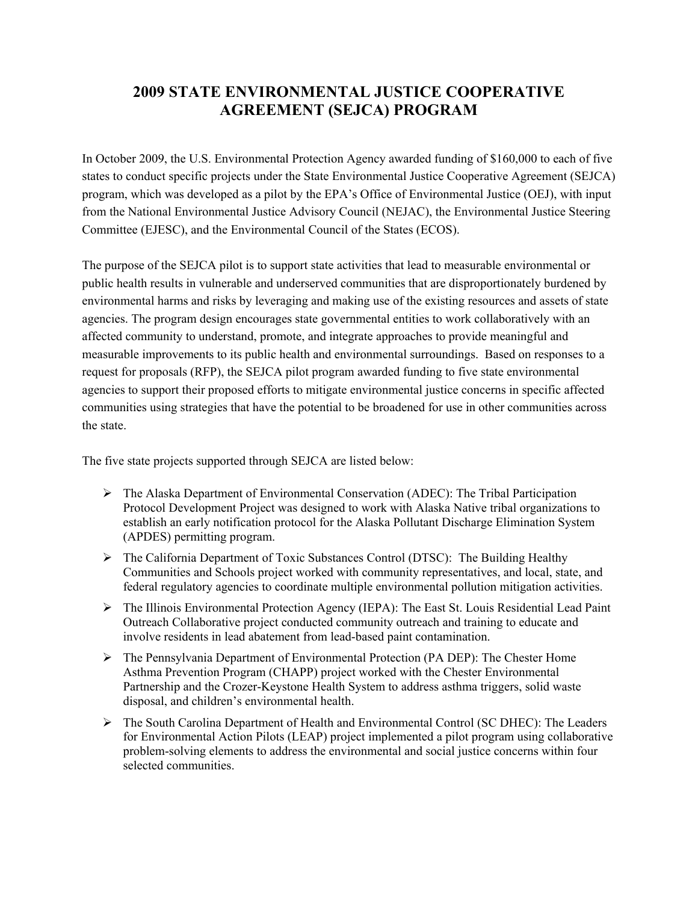# 2009 STATE ENVIRONMENTAL JUSTICE COOPERATIVE AGREEMENT (SEJCA) PROGRAM

In October 2009, the U.S. Environmental Protection Agency awarded funding of $160,000 to each of five states to conduct specific projects under the State Environmental Justice Cooperative Agreement (SEJCA) program, which was developed as a pilot by the EPA's Office of Environmental Justice (OEJ), with input from the National Environmental Justice Advisory Council (NEJAC), the Environmental Justice Steering Committee (EJESC), and the Environmental Council of the States (ECOS).

The purpose of the SEJCA pilot is to support state activities that lead to measurable environmental or public health results in vulnerable and underserved communities that are disproportionately burdened by environmental harms and risks by leveraging and making use of the existing resources and assets of state agencies. The program design encourages state governmental entities to work collaboratively with an affected community to understand, promote, and integrate approaches to provide meaningful and measurable improvements to its public health and environmental surroundings. Based on responses to a request for proposals (RFP), the SEJCA pilot program awarded funding to five state environmental agencies to support their proposed efforts to mitigate environmental justice concerns in specific affected communities using strategies that have the potential to be broadened for use in other communities across the state.

The five state projects supported through SEJCA are listed below:

- The Alaska Department of Environmental Conservation (ADEC): The Tribal Participation Protocol Development Project was designed to work with Alaska Native tribal organizations to establish an early notification protocol for the Alaska Pollutant Discharge Elimination System (APDES) permitting program.
- The California Department of Toxic Substances Control (DTSC): The Building Healthy Communities and Schools project worked with community representatives, and local, state, and federal regulatory agencies to coordinate multiple environmental pollution mitigation activities.
- The Illinois Environmental Protection Agency (IEPA): The East St. Louis Residential Lead Paint Outreach Collaborative project conducted community outreach and training to educate and involve residents in lead abatement from lead-based paint contamination.
- The Pennsylvania Department of Environmental Protection (PA DEP): The Chester Home Asthma Prevention Program (CHAPP) project worked with the Chester Environmental Partnership and the Crozer-Keystone Health System to address asthma triggers, solid waste disposal, and children's environmental health.
- The South Carolina Department of Health and Environmental Control (SC DHEC): The Leaders for Environmental Action Pilots (LEAP) project implemented a pilot program using collaborative problem-solving elements to address the environmental and social justice concerns within four selected communities.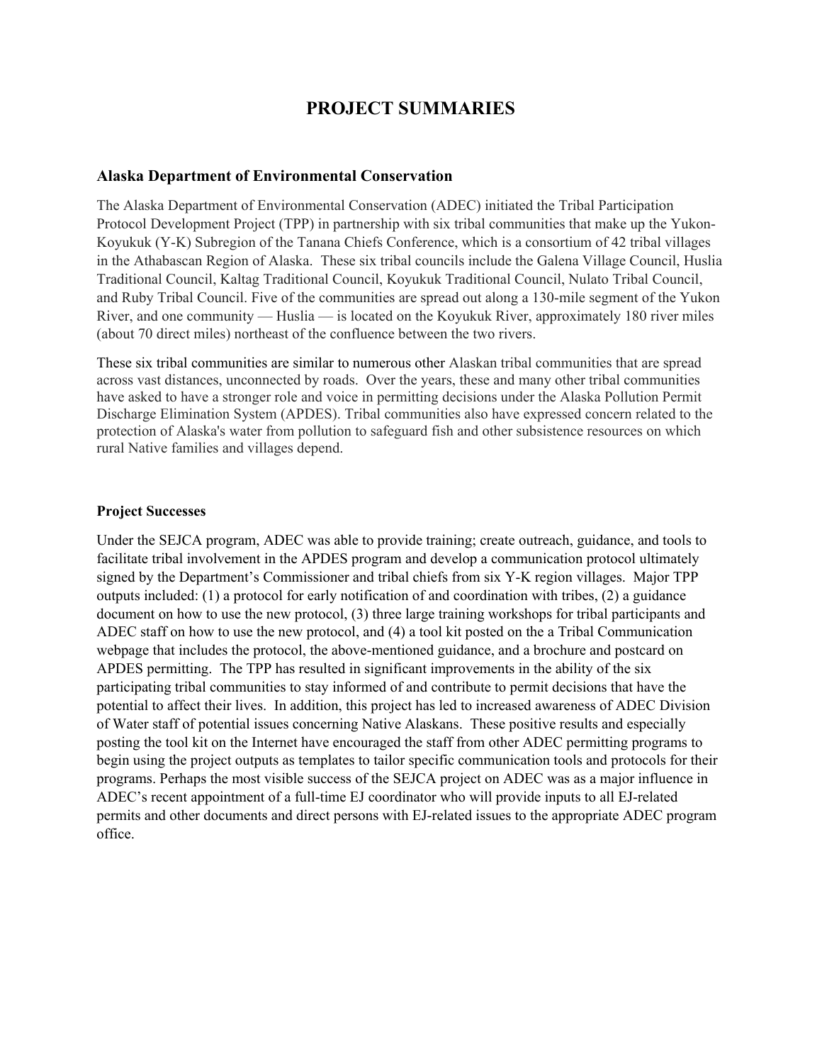# PROJECT SUMMARIES

### Alaska Department of Environmental Conservation

The Alaska Department of Environmental Conservation (ADEC) initiated the Tribal Participation Protocol Development Project (TPP) in partnership with six tribal communities that make up the Yukon-Koyukuk (Y-K) Subregion of the Tanana Chiefs Conference, which is a consortium of 42 tribal villages in the Athabascan Region of Alaska. These six tribal councils include the Galena Village Council, Huslia Traditional Council, Kaltag Traditional Council, Koyukuk Traditional Council, Nulato Tribal Council, and Ruby Tribal Council. Five of the communities are spread out along a 130-mile segment of the Yukon River, and one community — Huslia — is located on the Koyukuk River, approximately 180 river miles (about 70 direct miles) northeast of the confluence between the two rivers.

These six tribal communities are similar to numerous other Alaskan tribal communities that are spread across vast distances, unconnected by roads. Over the years, these and many other tribal communities have asked to have a stronger role and voice in permitting decisions under the Alaska Pollution Permit Discharge Elimination System (APDES). Tribal communities also have expressed concern related to the protection of Alaska's water from pollution to safeguard fish and other subsistence resources on which rural Native families and villages depend.

#### Project Successes

Under the SEJCA program, ADEC was able to provide training; create outreach, guidance, and tools to facilitate tribal involvement in the APDES program and develop a communication protocol ultimately signed by the Department's Commissioner and tribal chiefs from six Y-K region villages. Major TPP outputs included: (1) a protocol for early notification of and coordination with tribes, (2) a guidance document on how to use the new protocol, (3) three large training workshops for tribal participants and ADEC staff on how to use the new protocol, and (4) a tool kit posted on the a Tribal Communication webpage that includes the protocol, the above-mentioned guidance, and a brochure and postcard on APDES permitting. The TPP has resulted in significant improvements in the ability of the six participating tribal communities to stay informed of and contribute to permit decisions that have the potential to affect their lives. In addition, this project has led to increased awareness of ADEC Division of Water staff of potential issues concerning Native Alaskans. These positive results and especially posting the tool kit on the Internet have encouraged the staff from other ADEC permitting programs to begin using the project outputs as templates to tailor specific communication tools and protocols for their programs. Perhaps the most visible success of the SEJCA project on ADEC was as a major influence in ADEC's recent appointment of a full-time EJ coordinator who will provide inputs to all EJ-related permits and other documents and direct persons with EJ-related issues to the appropriate ADEC program office.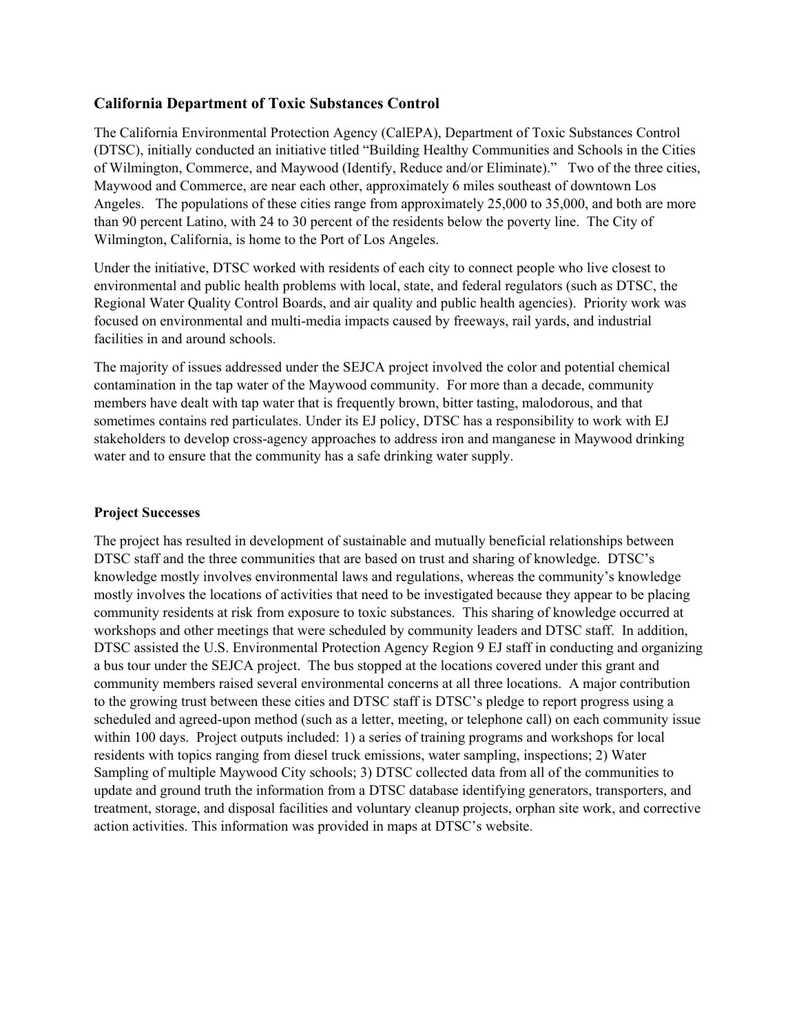## California Department of Toxic Substances Control

The California Environmental Protection Agency (CalEPA), Department of Toxic Substances Control (DTSC), initially conducted an initiative titled "Building Healthy Communities and Schools in the Cities of Wilmington, Commerce, and Maywood (Identify, Reduce and/or Eliminate)." Two of the three cities, Maywood and Commerce, are near each other, approximately 6 miles southeast of downtown Los Angeles. The populations of these cities range from approximately 25,000 to 35,000, and both are more than 90 percent Latino, with 24 to 30 percent of the residents below the poverty line. The City of Wilmington, California, is home to the Port of Los Angeles.

Under the initiative, DTSC worked with residents of each city to connect people who live closest to environmental and public health problems with local, state, and federal regulators (such as DTSC, the Regional Water Quality Control Boards, and air quality and public health agencies). Priority work was focused on environmental and multi-media impacts caused by freeways, rail yards, and industrial facilities in and around schools.

The majority of issues addressed under the SEJCA project involved the color and potential chemical contamination in the tap water of the Maywood community. For more than a decade, community members have dealt with tap water that is frequently brown, bitter tasting, malodorous, and that sometimes contains red particulates. Under its EJ policy, DTSC has a responsibility to work with EJ stakeholders to develop cross-agency approaches to address iron and manganese in Maywood drinking water and to ensure that the community has a safe drinking water supply.

### Project Successes

The project has resulted in development of sustainable and mutually beneficial relationships between DTSC staff and the three communities that are based on trust and sharing of knowledge. DTSC's knowledge mostly involves environmental laws and regulations, whereas the community's knowledge mostly involves the locations of activities that need to be investigated because they appear to be placing community residents at risk from exposure to toxic substances. This sharing of knowledge occurred at workshops and other meetings that were scheduled by community leaders and DTSC staff. In addition, DTSC assisted the U.S. Environmental Protection Agency Region 9 EJ staff in conducting and organizing a bus tour under the SEJCA project. The bus stopped at the locations covered under this grant and community members raised several environmental concerns at all three locations. A major contribution to the growing trust between these cities and DTSC staff is DTSC's pledge to report progress using a scheduled and agreed-upon method (such as a letter, meeting, or telephone call) on each community issue within 100 days. Project outputs included: 1) a series of training programs and workshops for local residents with topics ranging from diesel truck emissions, water sampling, inspections; 2) Water Sampling of multiple Maywood City schools; 3) DTSC collected data from all of the communities to update and ground truth the information from a DTSC database identifying generators, transporters, and treatment, storage, and disposal facilities and voluntary cleanup projects, orphan site work, and corrective action activities. This information was provided in maps at DTSC's website.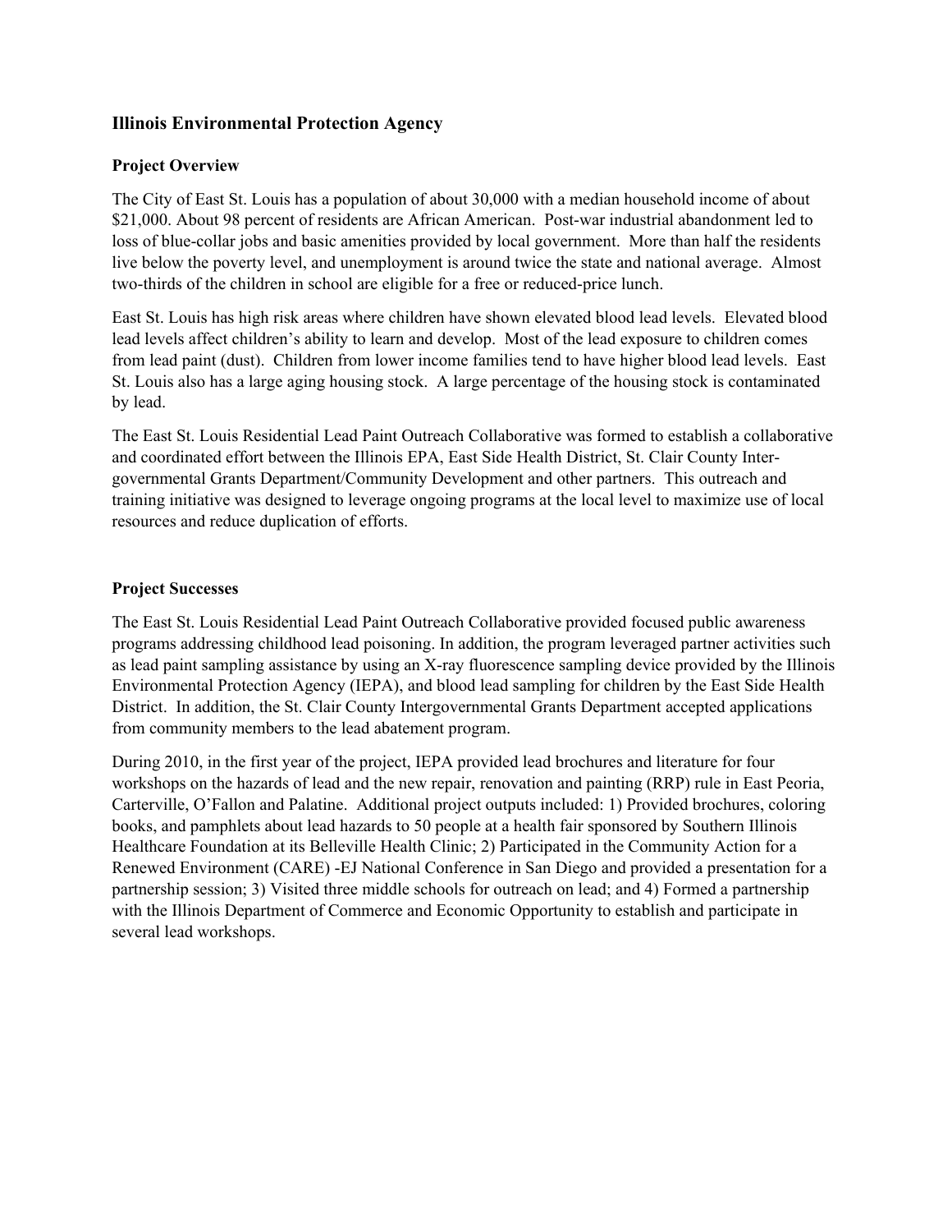## Illinois Environmental Protection Agency

### Project Overview

The City of East St. Louis has a population of about 30,000 with a median household income of about $21,000. About 98 percent of residents are African American. Post-war industrial abandonment led to loss of blue-collar jobs and basic amenities provided by local government. More than half the residents live below the poverty level, and unemployment is around twice the state and national average. Almost two-thirds of the children in school are eligible for a free or reduced-price lunch.

East St. Louis has high risk areas where children have shown elevated blood lead levels. Elevated blood lead levels affect children's ability to learn and develop. Most of the lead exposure to children comes from lead paint (dust). Children from lower income families tend to have higher blood lead levels. East St. Louis also has a large aging housing stock. A large percentage of the housing stock is contaminated by lead.

The East St. Louis Residential Lead Paint Outreach Collaborative was formed to establish a collaborative and coordinated effort between the Illinois EPA, East Side Health District, St. Clair County Inter-governmental Grants Department/Community Development and other partners. This outreach and training initiative was designed to leverage ongoing programs at the local level to maximize use of local resources and reduce duplication of efforts.

### Project Successes

The East St. Louis Residential Lead Paint Outreach Collaborative provided focused public awareness programs addressing childhood lead poisoning. In addition, the program leveraged partner activities such as lead paint sampling assistance by using an X-ray fluorescence sampling device provided by the Illinois Environmental Protection Agency (IEPA), and blood lead sampling for children by the East Side Health District. In addition, the St. Clair County Intergovernmental Grants Department accepted applications from community members to the lead abatement program.

During 2010, in the first year of the project, IEPA provided lead brochures and literature for four workshops on the hazards of lead and the new repair, renovation and painting (RRP) rule in East Peoria, Carterville, O'Fallon and Palatine. Additional project outputs included: 1) Provided brochures, coloring books, and pamphlets about lead hazards to 50 people at a health fair sponsored by Southern Illinois Healthcare Foundation at its Belleville Health Clinic; 2) Participated in the Community Action for a Renewed Environment (CARE) -EJ National Conference in San Diego and provided a presentation for a partnership session; 3) Visited three middle schools for outreach on lead; and 4) Formed a partnership with the Illinois Department of Commerce and Economic Opportunity to establish and participate in several lead workshops.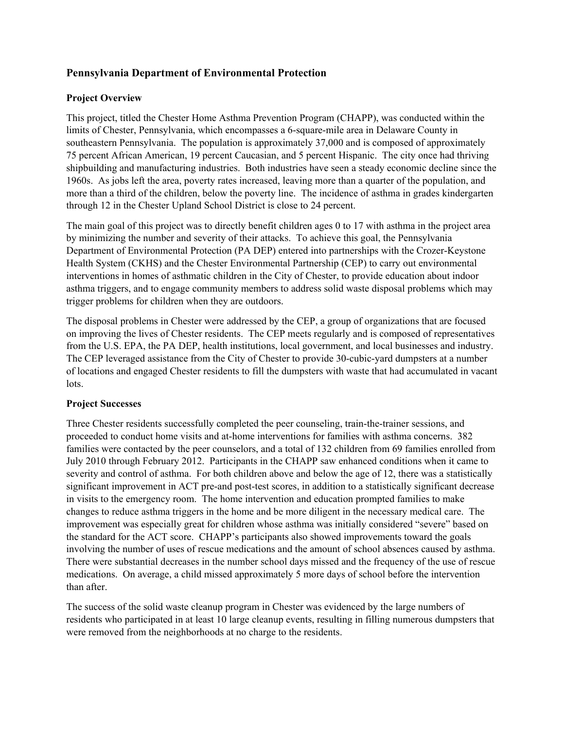## Pennsylvania Department of Environmental Protection

### Project Overview

This project, titled the Chester Home Asthma Prevention Program (CHAPP), was conducted within the limits of Chester, Pennsylvania, which encompasses a 6-square-mile area in Delaware County in southeastern Pennsylvania. The population is approximately 37,000 and is composed of approximately 75 percent African American, 19 percent Caucasian, and 5 percent Hispanic. The city once had thriving shipbuilding and manufacturing industries. Both industries have seen a steady economic decline since the 1960s. As jobs left the area, poverty rates increased, leaving more than a quarter of the population, and more than a third of the children, below the poverty line. The incidence of asthma in grades kindergarten through 12 in the Chester Upland School District is close to 24 percent.

The main goal of this project was to directly benefit children ages 0 to 17 with asthma in the project area by minimizing the number and severity of their attacks. To achieve this goal, the Pennsylvania Department of Environmental Protection (PA DEP) entered into partnerships with the Crozer-Keystone Health System (CKHS) and the Chester Environmental Partnership (CEP) to carry out environmental interventions in homes of asthmatic children in the City of Chester, to provide education about indoor asthma triggers, and to engage community members to address solid waste disposal problems which may trigger problems for children when they are outdoors.

The disposal problems in Chester were addressed by the CEP, a group of organizations that are focused on improving the lives of Chester residents. The CEP meets regularly and is composed of representatives from the U.S. EPA, the PA DEP, health institutions, local government, and local businesses and industry. The CEP leveraged assistance from the City of Chester to provide 30-cubic-yard dumpsters at a number of locations and engaged Chester residents to fill the dumpsters with waste that had accumulated in vacant lots.

### Project Successes

Three Chester residents successfully completed the peer counseling, train-the-trainer sessions, and proceeded to conduct home visits and at-home interventions for families with asthma concerns. 382 families were contacted by the peer counselors, and a total of 132 children from 69 families enrolled from July 2010 through February 2012. Participants in the CHAPP saw enhanced conditions when it came to severity and control of asthma. For both children above and below the age of 12, there was a statistically significant improvement in ACT pre-and post-test scores, in addition to a statistically significant decrease in visits to the emergency room. The home intervention and education prompted families to make changes to reduce asthma triggers in the home and be more diligent in the necessary medical care. The improvement was especially great for children whose asthma was initially considered "severe" based on the standard for the ACT score. CHAPP's participants also showed improvements toward the goals involving the number of uses of rescue medications and the amount of school absences caused by asthma. There were substantial decreases in the number school days missed and the frequency of the use of rescue medications. On average, a child missed approximately 5 more days of school before the intervention than after.

The success of the solid waste cleanup program in Chester was evidenced by the large numbers of residents who participated in at least 10 large cleanup events, resulting in filling numerous dumpsters that were removed from the neighborhoods at no charge to the residents.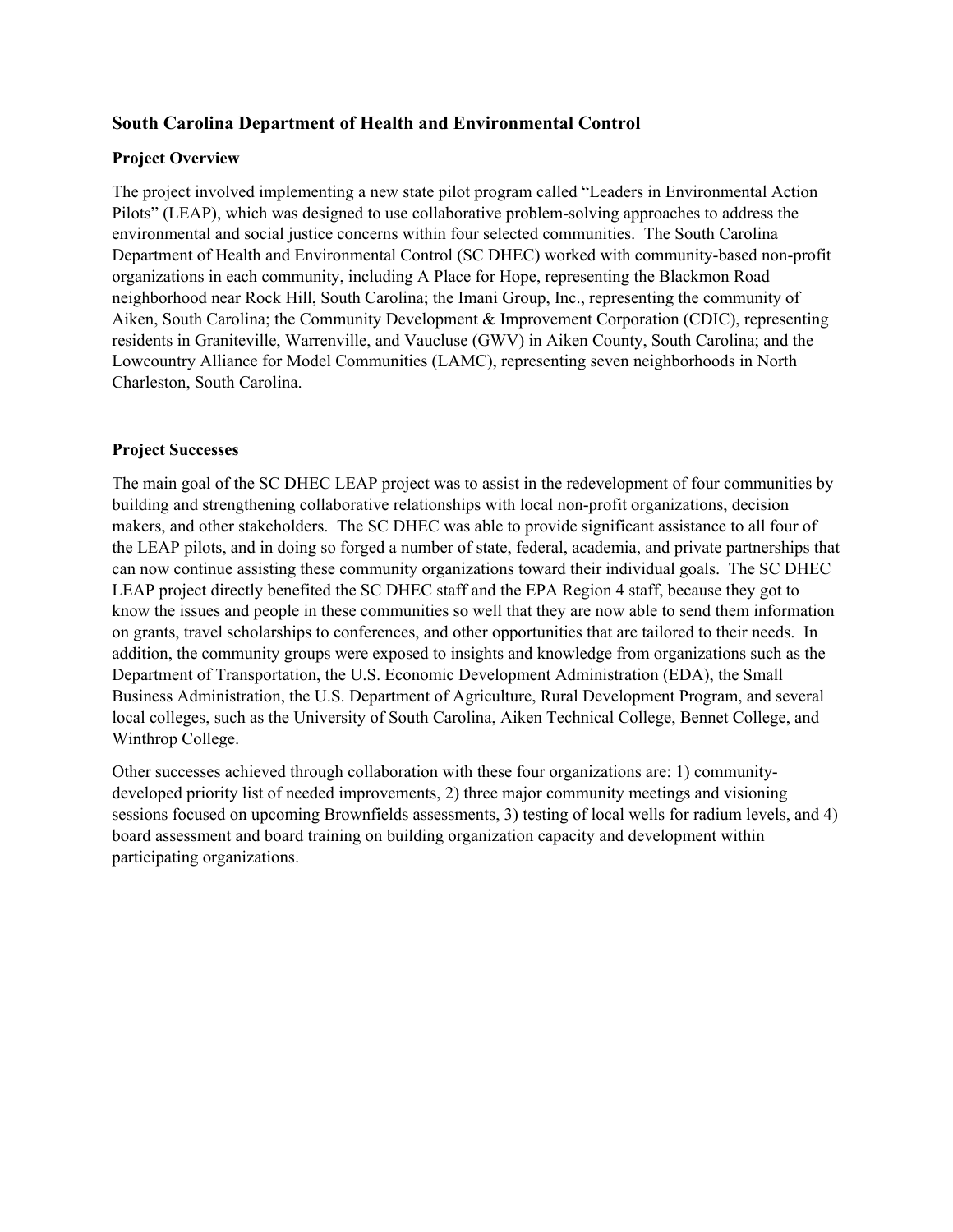## South Carolina Department of Health and Environmental Control

### Project Overview

The project involved implementing a new state pilot program called "Leaders in Environmental Action Pilots" (LEAP), which was designed to use collaborative problem-solving approaches to address the environmental and social justice concerns within four selected communities. The South Carolina Department of Health and Environmental Control (SC DHEC) worked with community-based non-profit organizations in each community, including A Place for Hope, representing the Blackmon Road neighborhood near Rock Hill, South Carolina; the Imani Group, Inc., representing the community of Aiken, South Carolina; the Community Development & Improvement Corporation (CDIC), representing residents in Graniteville, Warrenville, and Vaucluse (GWV) in Aiken County, South Carolina; and the Lowcountry Alliance for Model Communities (LAMC), representing seven neighborhoods in North Charleston, South Carolina.

### Project Successes

The main goal of the SC DHEC LEAP project was to assist in the redevelopment of four communities by building and strengthening collaborative relationships with local non-profit organizations, decision makers, and other stakeholders. The SC DHEC was able to provide significant assistance to all four of the LEAP pilots, and in doing so forged a number of state, federal, academia, and private partnerships that can now continue assisting these community organizations toward their individual goals. The SC DHEC LEAP project directly benefited the SC DHEC staff and the EPA Region 4 staff, because they got to know the issues and people in these communities so well that they are now able to send them information on grants, travel scholarships to conferences, and other opportunities that are tailored to their needs. In addition, the community groups were exposed to insights and knowledge from organizations such as the Department of Transportation, the U.S. Economic Development Administration (EDA), the Small Business Administration, the U.S. Department of Agriculture, Rural Development Program, and several local colleges, such as the University of South Carolina, Aiken Technical College, Bennet College, and Winthrop College.

Other successes achieved through collaboration with these four organizations are: 1) community-developed priority list of needed improvements, 2) three major community meetings and visioning sessions focused on upcoming Brownfields assessments, 3) testing of local wells for radium levels, and 4) board assessment and board training on building organization capacity and development within participating organizations.